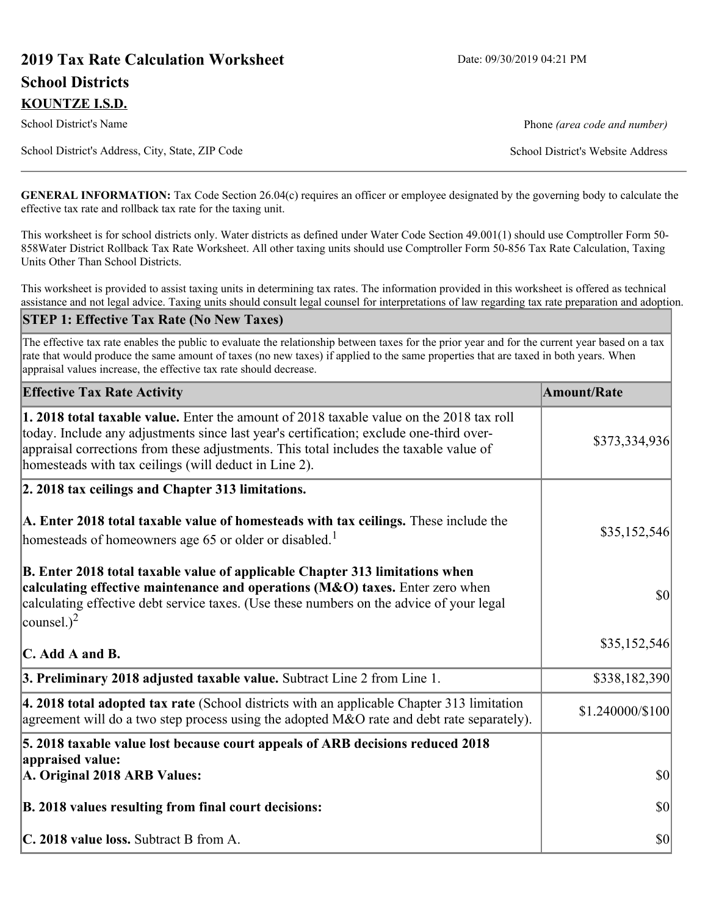# 2019 Tax Rate Calculation Worksheet

Date: 09/30/2019 04:21 PM

## School Districts

**KOUNTZE I.S.D.**

School District's Name | Phone *(area code and number)*

School District's Address, City, State, ZIP Code | School District's Website Address

**GENERAL INFORMATION:** Tax Code Section 26.04(c) requires an officer or employee designated by the governing body to calculate the effective tax rate and rollback tax rate for the taxing unit.

This worksheet is for school districts only. Water districts as defined under Water Code Section 49.001(1) should use Comptroller Form 50-858Water District Rollback Tax Rate Worksheet. All other taxing units should use Comptroller Form 50-856 Tax Rate Calculation, Taxing Units Other Than School Districts.

This worksheet is provided to assist taxing units in determining tax rates. The information provided in this worksheet is offered as technical assistance and not legal advice. Taxing units should consult legal counsel for interpretations of law regarding tax rate preparation and adoption.

### STEP 1: Effective Tax Rate (No New Taxes)

The effective tax rate enables the public to evaluate the relationship between taxes for the prior year and for the current year based on a tax rate that would produce the same amount of taxes (no new taxes) if applied to the same properties that are taxed in both years. When appraisal values increase, the effective tax rate should decrease.

| Effective Tax Rate Activity | Amount/Rate |
|---|---|
| **1. 2018 total taxable value.** Enter the amount of 2018 taxable value on the 2018 tax roll today. Include any adjustments since last year's certification; exclude one-third over-appraisal corrections from these adjustments. This total includes the taxable value of homesteads with tax ceilings (will deduct in Line 2). | $373,334,936 |
| **2. 2018 tax ceilings and Chapter 313 limitations.** | |
| **A. Enter 2018 total taxable value of homesteads with tax ceilings.** These include the homesteads of homeowners age 65 or older or disabled.[1] | $35,152,546 |
| **B. Enter 2018 total taxable value of applicable Chapter 313 limitations when calculating effective maintenance and operations (M&O) taxes.** Enter zero when calculating effective debt service taxes. (Use these numbers on the advice of your legal counsel.)[2] | $0 |
| **C. Add A and B.** | $35,152,546 |
| **3. Preliminary 2018 adjusted taxable value.** Subtract Line 2 from Line 1. | $338,182,390 |
| **4. 2018 total adopted tax rate** (School districts with an applicable Chapter 313 limitation agreement will do a two step process using the adopted M&O rate and debt rate separately). | $1.240000/$100 |
| **5. 2018 taxable value lost because court appeals of ARB decisions reduced 2018 appraised value:** | |
| **A. Original 2018 ARB Values:** | $0 |
| **B. 2018 values resulting from final court decisions:** | $0 |
| **C. 2018 value loss.** Subtract B from A. | $0 |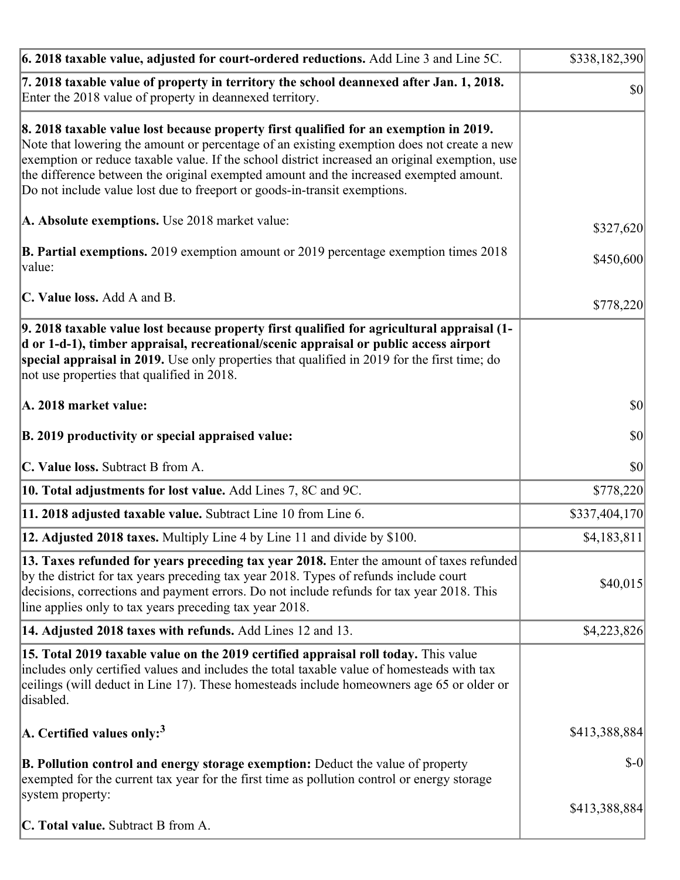| | |
|---|---|
| **6. 2018 taxable value, adjusted for court-ordered reductions.** Add Line 3 and Line 5C. | $338,182,390 |
| **7. 2018 taxable value of property in territory the school deannexed after Jan. 1, 2018.** Enter the 2018 value of property in deannexed territory. | $0 |
| **8. 2018 taxable value lost because property first qualified for an exemption in 2019.** Note that lowering the amount or percentage of an existing exemption does not create a new exemption or reduce taxable value. If the school district increased an original exemption, use the difference between the original exempted amount and the increased exempted amount. Do not include value lost due to freeport or goods-in-transit exemptions.<br><br>**A. Absolute exemptions.** Use 2018 market value:<br><br>**B. Partial exemptions.** 2019 exemption amount or 2019 percentage exemption times 2018 value:<br><br>**C. Value loss.** Add A and B. | <br><br><br><br><br>$327,620<br><br>$450,600<br><br>$778,220 |
| **9. 2018 taxable value lost because property first qualified for agricultural appraisal (1-d or 1-d-1), timber appraisal, recreational/scenic appraisal or public access airport special appraisal in 2019.** Use only properties that qualified in 2019 for the first time; do not use properties that qualified in 2018.<br><br>**A. 2018 market value:**<br><br>**B. 2019 productivity or special appraised value:**<br><br>**C. Value loss.** Subtract B from A. | <br><br><br><br>$0<br><br>$0<br><br>$0 |
| **10. Total adjustments for lost value.** Add Lines 7, 8C and 9C. | $778,220 |
| **11. 2018 adjusted taxable value.** Subtract Line 10 from Line 6. | $337,404,170 |
| **12. Adjusted 2018 taxes.** Multiply Line 4 by Line 11 and divide by $100. | $4,183,811 |
| **13. Taxes refunded for years preceding tax year 2018.** Enter the amount of taxes refunded by the district for tax years preceding tax year 2018. Types of refunds include court decisions, corrections and payment errors. Do not include refunds for tax year 2018. This line applies only to tax years preceding tax year 2018. | $40,015 |
| **14. Adjusted 2018 taxes with refunds.** Add Lines 12 and 13. | $4,223,826 |
| **15. Total 2019 taxable value on the 2019 certified appraisal roll today.** This value includes only certified values and includes the total taxable value of homesteads with tax ceilings (will deduct in Line 17). These homesteads include homeowners age 65 or older or disabled.<br><br>**A. Certified values only:**[3]<br><br>**B. Pollution control and energy storage exemption:** Deduct the value of property exempted for the current tax year for the first time as pollution control or energy storage system property:<br><br>**C. Total value.** Subtract B from A. | <br><br><br><br>$413,388,884<br><br>$-0<br><br>$413,388,884 |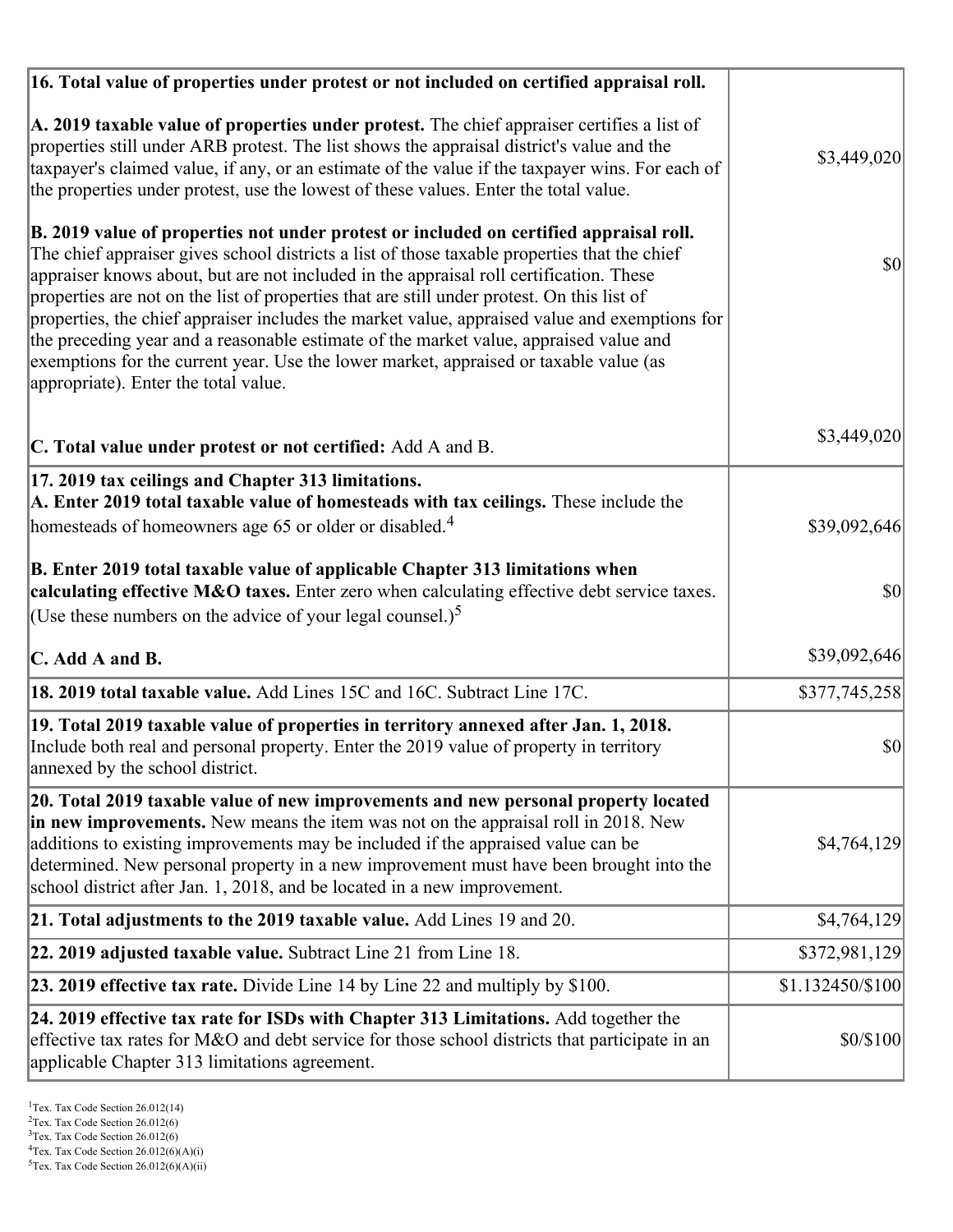| | |
|---|---|
| **16. Total value of properties under protest or not included on certified appraisal roll.** | |
| **A. 2019 taxable value of properties under protest.** The chief appraiser certifies a list of properties still under ARB protest. The list shows the appraisal district's value and the taxpayer's claimed value, if any, or an estimate of the value if the taxpayer wins. For each of the properties under protest, use the lowest of these values. Enter the total value. | $3,449,020 |
| **B. 2019 value of properties not under protest or included on certified appraisal roll.** The chief appraiser gives school districts a list of those taxable properties that the chief appraiser knows about, but are not included in the appraisal roll certification. These properties are not on the list of properties that are still under protest. On this list of properties, the chief appraiser includes the market value, appraised value and exemptions for the preceding year and a reasonable estimate of the market value, appraised value and exemptions for the current year. Use the lower market, appraised or taxable value (as appropriate). Enter the total value. | $0 |
| **C. Total value under protest or not certified:** Add A and B. | $3,449,020 |
| **17. 2019 tax ceilings and Chapter 313 limitations.** | |
| **A. Enter 2019 total taxable value of homesteads with tax ceilings.** These include the homesteads of homeowners age 65 or older or disabled.[4] | $39,092,646 |
| **B. Enter 2019 total taxable value of applicable Chapter 313 limitations when calculating effective M&O taxes.** Enter zero when calculating effective debt service taxes. (Use these numbers on the advice of your legal counsel.)[5] | $0 |
| **C. Add A and B.** | $39,092,646 |
| **18. 2019 total taxable value.** Add Lines 15C and 16C. Subtract Line 17C. | $377,745,258 |
| **19. Total 2019 taxable value of properties in territory annexed after Jan. 1, 2018.** Include both real and personal property. Enter the 2019 value of property in territory annexed by the school district. | $0 |
| **20. Total 2019 taxable value of new improvements and new personal property located in new improvements.** New means the item was not on the appraisal roll in 2018. New additions to existing improvements may be included if the appraised value can be determined. New personal property in a new improvement must have been brought into the school district after Jan. 1, 2018, and be located in a new improvement. | $4,764,129 |
| **21. Total adjustments to the 2019 taxable value.** Add Lines 19 and 20. | $4,764,129 |
| **22. 2019 adjusted taxable value.** Subtract Line 21 from Line 18. | $372,981,129 |
| **23. 2019 effective tax rate.** Divide Line 14 by Line 22 and multiply by $100. | $1.132450/$100 |
| **24. 2019 effective tax rate for ISDs with Chapter 313 Limitations.** Add together the effective tax rates for M&O and debt service for those school districts that participate in an applicable Chapter 313 limitations agreement. | $0/$100 |

[1] Tex. Tax Code Section 26.012(14)
[2] Tex. Tax Code Section 26.012(6)
[3] Tex. Tax Code Section 26.012(6)
[4] Tex. Tax Code Section 26.012(6)(A)(i)
[5] Tex. Tax Code Section 26.012(6)(A)(ii)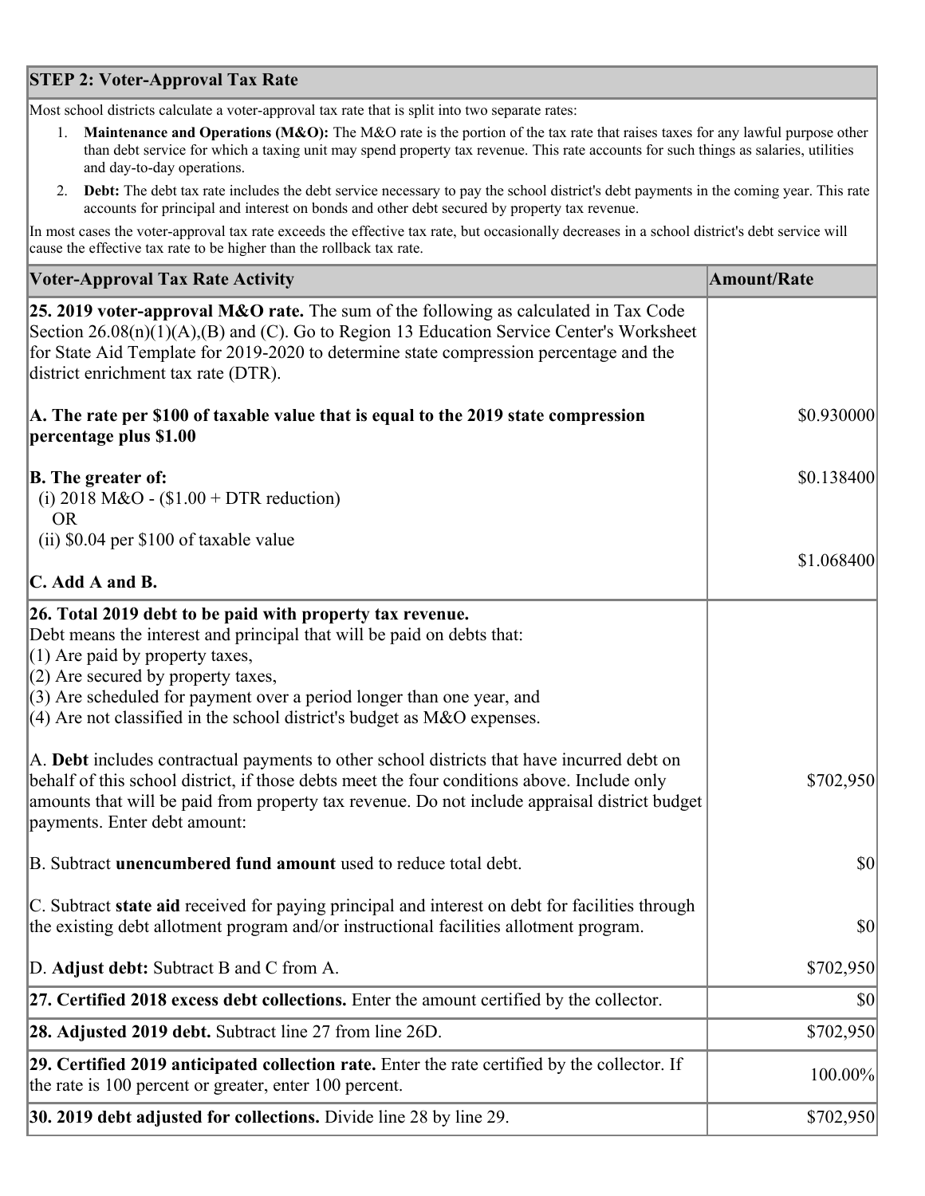## STEP 2: Voter-Approval Tax Rate

Most school districts calculate a voter-approval tax rate that is split into two separate rates:

1. **Maintenance and Operations (M&O):** The M&O rate is the portion of the tax rate that raises taxes for any lawful purpose other than debt service for which a taxing unit may spend property tax revenue. This rate accounts for such things as salaries, utilities and day-to-day operations.
2. **Debt:** The debt tax rate includes the debt service necessary to pay the school district's debt payments in the coming year. This rate accounts for principal and interest on bonds and other debt secured by property tax revenue.

In most cases the voter-approval tax rate exceeds the effective tax rate, but occasionally decreases in a school district's debt service will cause the effective tax rate to be higher than the rollback tax rate.

| Voter-Approval Tax Rate Activity | Amount/Rate |
|---|---|
| **25. 2019 voter-approval M&O rate.** The sum of the following as calculated in Tax Code Section 26.08(n)(1)(A),(B) and (C). Go to Region 13 Education Service Center's Worksheet for State Aid Template for 2019-2020 to determine state compression percentage and the district enrichment tax rate (DTR). | |
| **A. The rate per $100 of taxable value that is equal to the 2019 state compression percentage plus $1.00** | $0.930000 |
| **B. The greater of:** (i) 2018 M&O - ($1.00 + DTR reduction) OR (ii) $0.04 per $100 of taxable value | $0.138400 |
| **C. Add A and B.** | $1.068400 |
| **26. Total 2019 debt to be paid with property tax revenue.** Debt means the interest and principal that will be paid on debts that: (1) Are paid by property taxes, (2) Are secured by property taxes, (3) Are scheduled for payment over a period longer than one year, and (4) Are not classified in the school district's budget as M&O expenses. | |
| A. **Debt** includes contractual payments to other school districts that have incurred debt on behalf of this school district, if those debts meet the four conditions above. Include only amounts that will be paid from property tax revenue. Do not include appraisal district budget payments. Enter debt amount: | $702,950 |
| B. Subtract **unencumbered fund amount** used to reduce total debt. | $0 |
| C. Subtract **state aid** received for paying principal and interest on debt for facilities through the existing debt allotment program and/or instructional facilities allotment program. | $0 |
| D. **Adjust debt:** Subtract B and C from A. | $702,950 |
| **27. Certified 2018 excess debt collections.** Enter the amount certified by the collector. | $0 |
| **28. Adjusted 2019 debt.** Subtract line 27 from line 26D. | $702,950 |
| **29. Certified 2019 anticipated collection rate.** Enter the rate certified by the collector. If the rate is 100 percent or greater, enter 100 percent. | 100.00% |
| **30. 2019 debt adjusted for collections.** Divide line 28 by line 29. | $702,950 |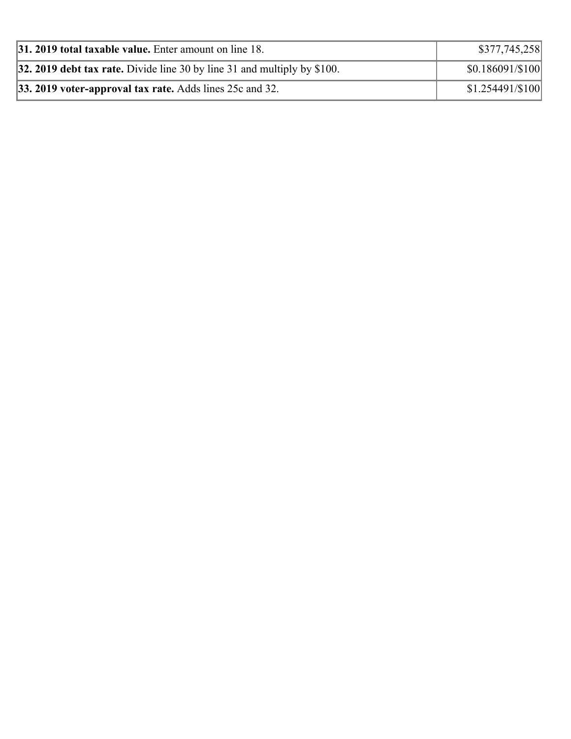| | |
|---|---|
| **31. 2019 total taxable value.** Enter amount on line 18. | $377,745,258 |
| **32. 2019 debt tax rate.** Divide line 30 by line 31 and multiply by $100. | $0.186091/$100 |
| **33. 2019 voter-approval tax rate.** Adds lines 25c and 32. | $1.254491/$100 |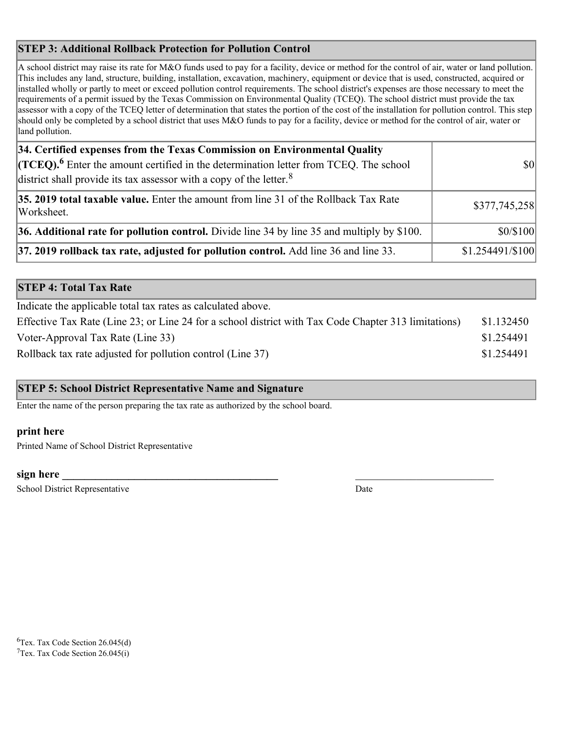## STEP 3: Additional Rollback Protection for Pollution Control

A school district may raise its rate for M&O funds used to pay for a facility, device or method for the control of air, water or land pollution. This includes any land, structure, building, installation, excavation, machinery, equipment or device that is used, constructed, acquired or installed wholly or partly to meet or exceed pollution control requirements. The school district's expenses are those necessary to meet the requirements of a permit issued by the Texas Commission on Environmental Quality (TCEQ). The school district must provide the tax assessor with a copy of the TCEQ letter of determination that states the portion of the cost of the installation for pollution control. This step should only be completed by a school district that uses M&O funds to pay for a facility, device or method for the control of air, water or land pollution.

| | |
|---|---|
| **34. Certified expenses from the Texas Commission on Environmental Quality (TCEQ).**[6] Enter the amount certified in the determination letter from TCEQ. The school district shall provide its tax assessor with a copy of the letter.[8] | $0 |
| **35. 2019 total taxable value.** Enter the amount from line 31 of the Rollback Tax Rate Worksheet. | $377,745,258 |
| **36. Additional rate for pollution control.** Divide line 34 by line 35 and multiply by $100. | $0/$100 |
| **37. 2019 rollback tax rate, adjusted for pollution control.** Add line 36 and line 33. | $1.254491/$100 |

## STEP 4: Total Tax Rate

Indicate the applicable total tax rates as calculated above.

| | |
|---|---|
| Effective Tax Rate (Line 23; or Line 24 for a school district with Tax Code Chapter 313 limitations) | $1.132450 |
| Voter-Approval Tax Rate (Line 33) | $1.254491 |
| Rollback tax rate adjusted for pollution control (Line 37) | $1.254491 |

## STEP 5: School District Representative Name and Signature

Enter the name of the person preparing the tax rate as authorized by the school board.

**print here**

Printed Name of School District Representative

**sign here** _______________________________________ ___________________________

School District Representative Date

[6]Tex. Tax Code Section 26.045(d)
[7]Tex. Tax Code Section 26.045(i)